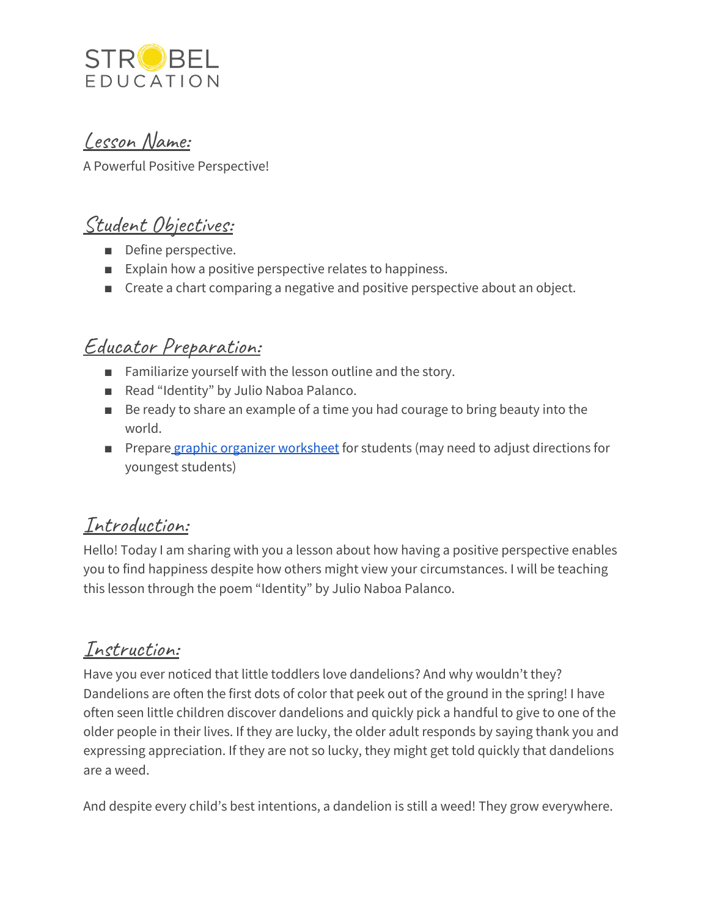STROBEL EDUCATION

## Lesson Name:

A Powerful Positive Perspective!

## Student Objectives:

- Define perspective.
- Explain how a positive perspective relates to happiness.
- Create a chart comparing a negative and positive perspective about an object.

## Educator Preparation:

- Familiarize yourself with the lesson outline and the story.
- Read “Identity” by Julio Naboa Palanco.
- Be ready to share an example of a time you had courage to bring beauty into the world.
- Prepare graphic organizer worksheet for students (may need to adjust directions for youngest students)

## Introduction:

Hello! Today I am sharing with you a lesson about how having a positive perspective enables you to find happiness despite how others might view your circumstances. I will be teaching this lesson through the poem “Identity” by Julio Naboa Palanco.

## Instruction:

Have you ever noticed that little toddlers love dandelions? And why wouldn’t they? Dandelions are often the first dots of color that peek out of the ground in the spring! I have often seen little children discover dandelions and quickly pick a handful to give to one of the older people in their lives. If they are lucky, the older adult responds by saying thank you and expressing appreciation. If they are not so lucky, they might get told quickly that dandelions are a weed.

And despite every child’s best intentions, a dandelion is still a weed! They grow everywhere.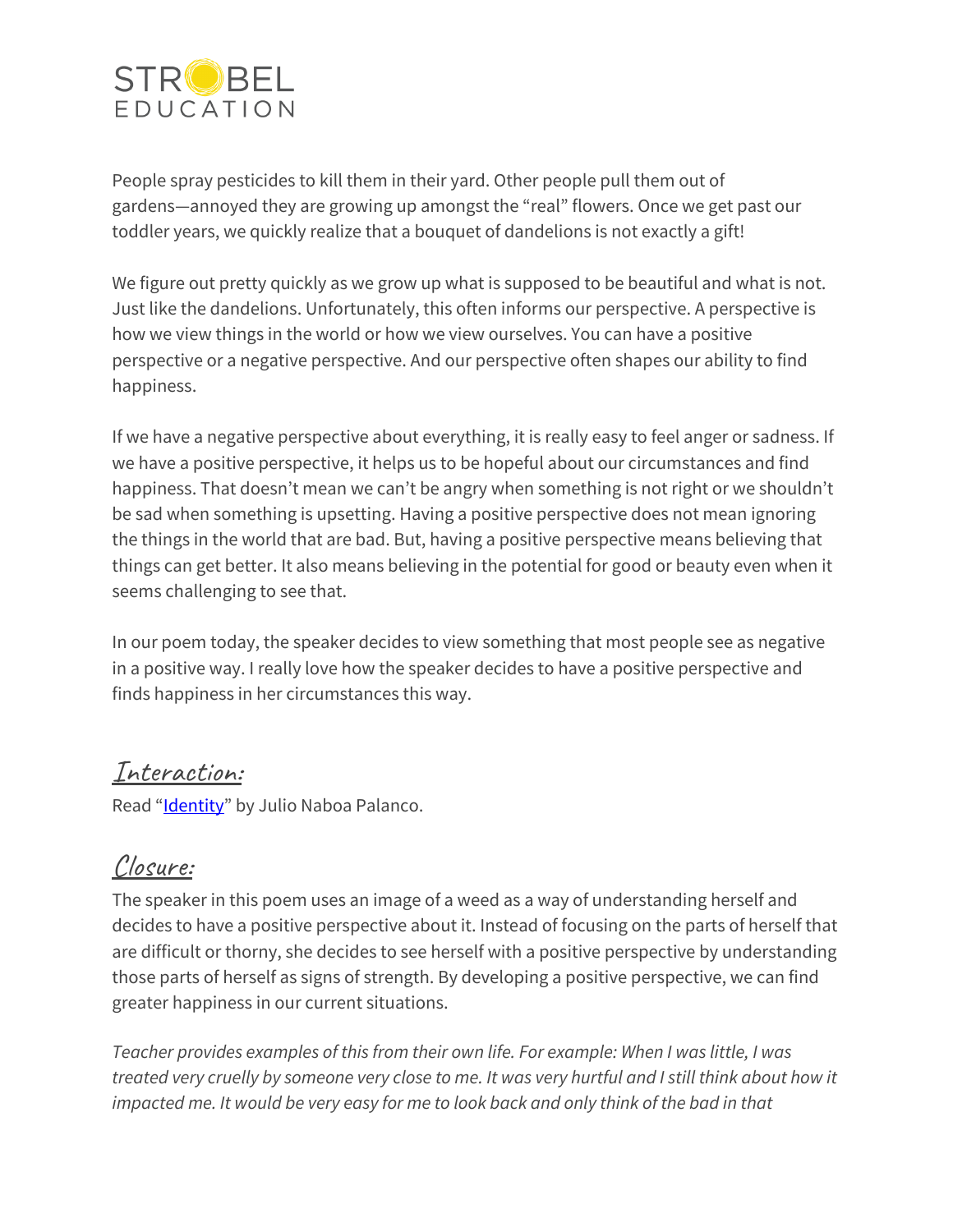People spray pesticides to kill them in their yard. Other people pull them out of gardens—annoyed they are growing up amongst the "real" flowers. Once we get past our toddler years, we quickly realize that a bouquet of dandelions is not exactly a gift!

We figure out pretty quickly as we grow up what is supposed to be beautiful and what is not. Just like the dandelions. Unfortunately, this often informs our perspective. A perspective is how we view things in the world or how we view ourselves. You can have a positive perspective or a negative perspective. And our perspective often shapes our ability to find happiness.

If we have a negative perspective about everything, it is really easy to feel anger or sadness. If we have a positive perspective, it helps us to be hopeful about our circumstances and find happiness. That doesn't mean we can't be angry when something is not right or we shouldn't be sad when something is upsetting. Having a positive perspective does not mean ignoring the things in the world that are bad. But, having a positive perspective means believing that things can get better. It also means believing in the potential for good or beauty even when it seems challenging to see that.

In our poem today, the speaker decides to view something that most people see as negative in a positive way. I really love how the speaker decides to have a positive perspective and finds happiness in her circumstances this way.

## Interaction:

Read "Identity" by Julio Naboa Palanco.

## Closure:

The speaker in this poem uses an image of a weed as a way of understanding herself and decides to have a positive perspective about it. Instead of focusing on the parts of herself that are difficult or thorny, she decides to see herself with a positive perspective by understanding those parts of herself as signs of strength. By developing a positive perspective, we can find greater happiness in our current situations.

*Teacher provides examples of this from their own life. For example: When I was little, I was treated very cruelly by someone very close to me. It was very hurtful and I still think about how it impacted me. It would be very easy for me to look back and only think of the bad in that*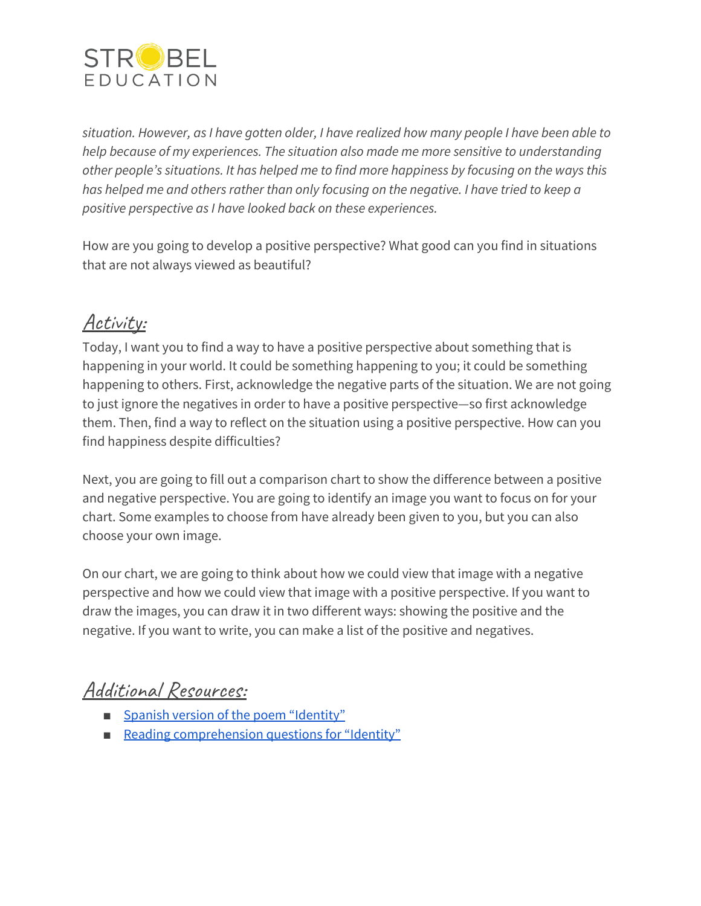*situation. However, as I have gotten older, I have realized how many people I have been able to help because of my experiences. The situation also made me more sensitive to understanding other people's situations. It has helped me to find more happiness by focusing on the ways this has helped me and others rather than only focusing on the negative. I have tried to keep a positive perspective as I have looked back on these experiences.*

How are you going to develop a positive perspective? What good can you find in situations that are not always viewed as beautiful?

## Activity:

Today, I want you to find a way to have a positive perspective about something that is happening in your world. It could be something happening to you; it could be something happening to others. First, acknowledge the negative parts of the situation. We are not going to just ignore the negatives in order to have a positive perspective—so first acknowledge them. Then, find a way to reflect on the situation using a positive perspective. How can you find happiness despite difficulties?

Next, you are going to fill out a comparison chart to show the difference between a positive and negative perspective. You are going to identify an image you want to focus on for your chart. Some examples to choose from have already been given to you, but you can also choose your own image.

On our chart, we are going to think about how we could view that image with a negative perspective and how we could view that image with a positive perspective. If you want to draw the images, you can draw it in two different ways: showing the positive and the negative. If you want to write, you can make a list of the positive and negatives.

## Additional Resources:

- Spanish version of the poem "Identity"
- Reading comprehension questions for "Identity"